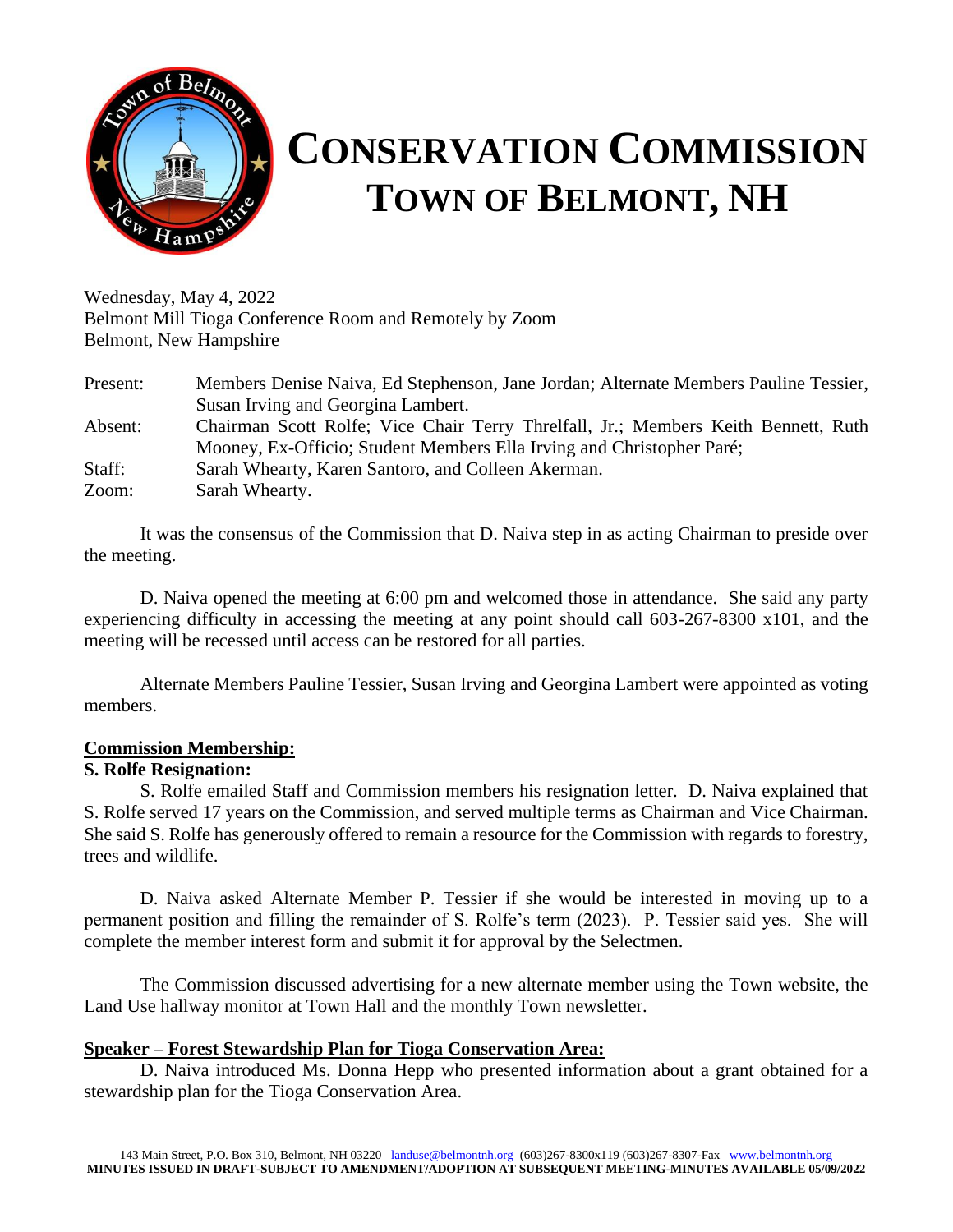# CONSERVATION COMMISSION
# TOWN OF BELMONT, NH

Wednesday, May 4, 2022
Belmont Mill Tioga Conference Room and Remotely by Zoom
Belmont, New Hampshire

| | |
|---|---|
| Present: | Members Denise Naiva, Ed Stephenson, Jane Jordan; Alternate Members Pauline Tessier, Susan Irving and Georgina Lambert. |
| Absent: | Chairman Scott Rolfe; Vice Chair Terry Threlfall, Jr.; Members Keith Bennett, Ruth Mooney, Ex-Officio; Student Members Ella Irving and Christopher Paré; |
| Staff: | Sarah Whearty, Karen Santoro, and Colleen Akerman. |
| Zoom: | Sarah Whearty. |

It was the consensus of the Commission that D. Naiva step in as acting Chairman to preside over the meeting.

D. Naiva opened the meeting at 6:00 pm and welcomed those in attendance. She said any party experiencing difficulty in accessing the meeting at any point should call 603-267-8300 x101, and the meeting will be recessed until access can be restored for all parties.

Alternate Members Pauline Tessier, Susan Irving and Georgina Lambert were appointed as voting members.

## Commission Membership:

### S. Rolfe Resignation:

S. Rolfe emailed Staff and Commission members his resignation letter. D. Naiva explained that S. Rolfe served 17 years on the Commission, and served multiple terms as Chairman and Vice Chairman. She said S. Rolfe has generously offered to remain a resource for the Commission with regards to forestry, trees and wildlife.

D. Naiva asked Alternate Member P. Tessier if she would be interested in moving up to a permanent position and filling the remainder of S. Rolfe's term (2023). P. Tessier said yes. She will complete the member interest form and submit it for approval by the Selectmen.

The Commission discussed advertising for a new alternate member using the Town website, the Land Use hallway monitor at Town Hall and the monthly Town newsletter.

## Speaker – Forest Stewardship Plan for Tioga Conservation Area:

D. Naiva introduced Ms. Donna Hepp who presented information about a grant obtained for a stewardship plan for the Tioga Conservation Area.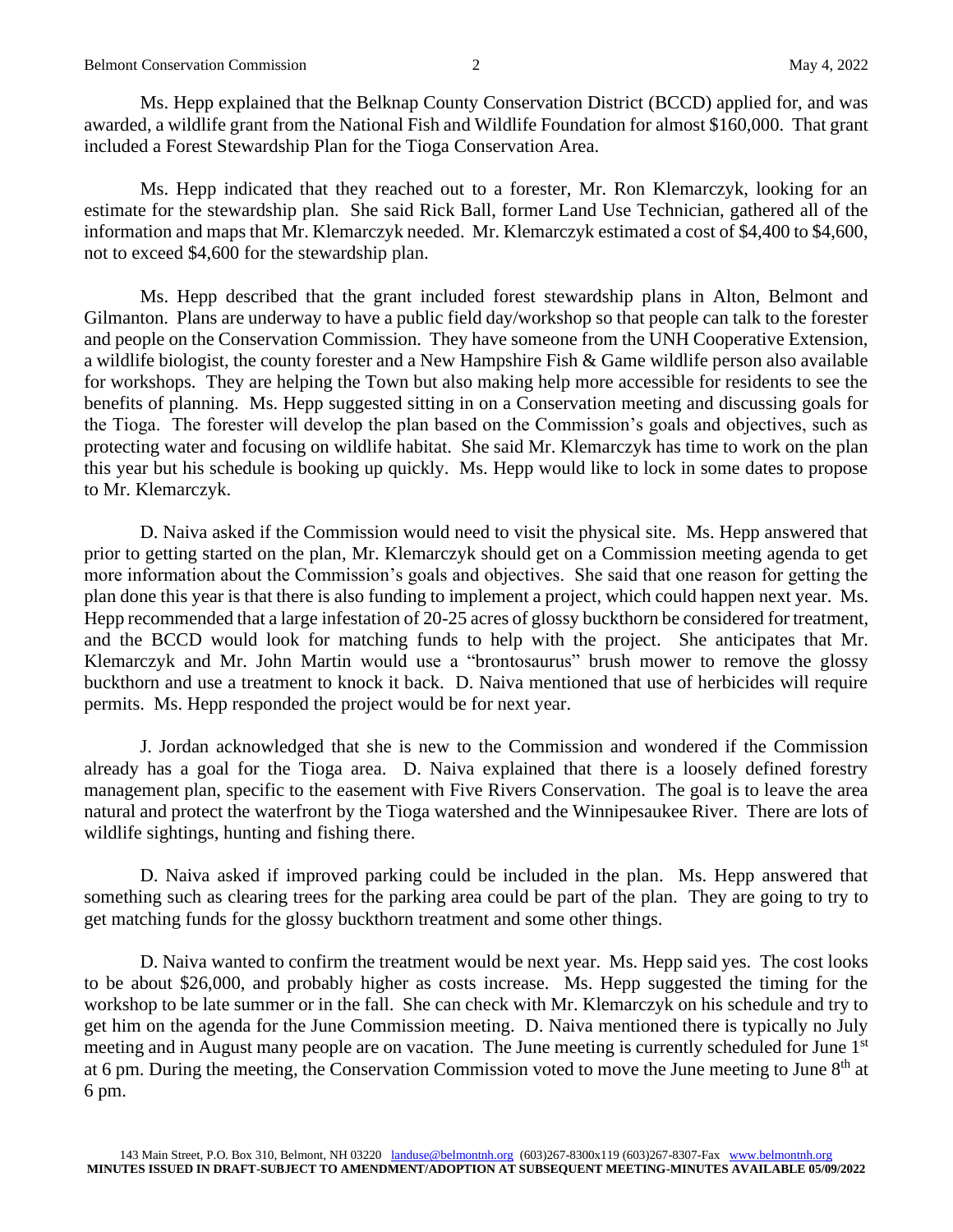Ms. Hepp explained that the Belknap County Conservation District (BCCD) applied for, and was awarded, a wildlife grant from the National Fish and Wildlife Foundation for almost $160,000. That grant included a Forest Stewardship Plan for the Tioga Conservation Area.

Ms. Hepp indicated that they reached out to a forester, Mr. Ron Klemarczyk, looking for an estimate for the stewardship plan. She said Rick Ball, former Land Use Technician, gathered all of the information and maps that Mr. Klemarczyk needed. Mr. Klemarczyk estimated a cost of $4,400 to $4,600, not to exceed $4,600 for the stewardship plan.

Ms. Hepp described that the grant included forest stewardship plans in Alton, Belmont and Gilmanton. Plans are underway to have a public field day/workshop so that people can talk to the forester and people on the Conservation Commission. They have someone from the UNH Cooperative Extension, a wildlife biologist, the county forester and a New Hampshire Fish & Game wildlife person also available for workshops. They are helping the Town but also making help more accessible for residents to see the benefits of planning. Ms. Hepp suggested sitting in on a Conservation meeting and discussing goals for the Tioga. The forester will develop the plan based on the Commission's goals and objectives, such as protecting water and focusing on wildlife habitat. She said Mr. Klemarczyk has time to work on the plan this year but his schedule is booking up quickly. Ms. Hepp would like to lock in some dates to propose to Mr. Klemarczyk.

D. Naiva asked if the Commission would need to visit the physical site. Ms. Hepp answered that prior to getting started on the plan, Mr. Klemarczyk should get on a Commission meeting agenda to get more information about the Commission's goals and objectives. She said that one reason for getting the plan done this year is that there is also funding to implement a project, which could happen next year. Ms. Hepp recommended that a large infestation of 20-25 acres of glossy buckthorn be considered for treatment, and the BCCD would look for matching funds to help with the project. She anticipates that Mr. Klemarczyk and Mr. John Martin would use a "brontosaurus" brush mower to remove the glossy buckthorn and use a treatment to knock it back. D. Naiva mentioned that use of herbicides will require permits. Ms. Hepp responded the project would be for next year.

J. Jordan acknowledged that she is new to the Commission and wondered if the Commission already has a goal for the Tioga area. D. Naiva explained that there is a loosely defined forestry management plan, specific to the easement with Five Rivers Conservation. The goal is to leave the area natural and protect the waterfront by the Tioga watershed and the Winnipesaukee River. There are lots of wildlife sightings, hunting and fishing there.

D. Naiva asked if improved parking could be included in the plan. Ms. Hepp answered that something such as clearing trees for the parking area could be part of the plan. They are going to try to get matching funds for the glossy buckthorn treatment and some other things.

D. Naiva wanted to confirm the treatment would be next year. Ms. Hepp said yes. The cost looks to be about $26,000, and probably higher as costs increase. Ms. Hepp suggested the timing for the workshop to be late summer or in the fall. She can check with Mr. Klemarczyk on his schedule and try to get him on the agenda for the June Commission meeting. D. Naiva mentioned there is typically no July meeting and in August many people are on vacation. The June meeting is currently scheduled for June 1st at 6 pm. During the meeting, the Conservation Commission voted to move the June meeting to June 8th at 6 pm.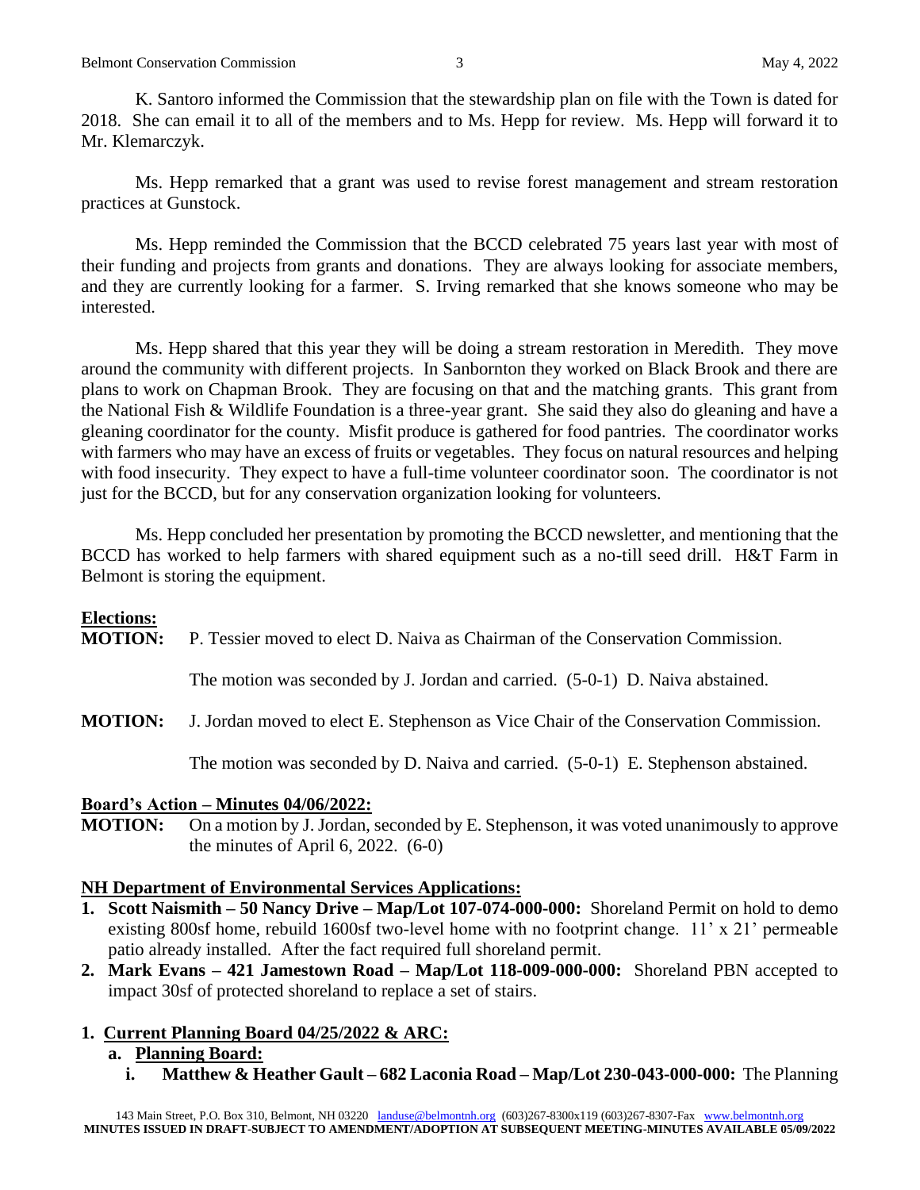K. Santoro informed the Commission that the stewardship plan on file with the Town is dated for 2018. She can email it to all of the members and to Ms. Hepp for review. Ms. Hepp will forward it to Mr. Klemarczyk.

Ms. Hepp remarked that a grant was used to revise forest management and stream restoration practices at Gunstock.

Ms. Hepp reminded the Commission that the BCCD celebrated 75 years last year with most of their funding and projects from grants and donations. They are always looking for associate members, and they are currently looking for a farmer. S. Irving remarked that she knows someone who may be interested.

Ms. Hepp shared that this year they will be doing a stream restoration in Meredith. They move around the community with different projects. In Sanbornton they worked on Black Brook and there are plans to work on Chapman Brook. They are focusing on that and the matching grants. This grant from the National Fish & Wildlife Foundation is a three-year grant. She said they also do gleaning and have a gleaning coordinator for the county. Misfit produce is gathered for food pantries. The coordinator works with farmers who may have an excess of fruits or vegetables. They focus on natural resources and helping with food insecurity. They expect to have a full-time volunteer coordinator soon. The coordinator is not just for the BCCD, but for any conservation organization looking for volunteers.

Ms. Hepp concluded her presentation by promoting the BCCD newsletter, and mentioning that the BCCD has worked to help farmers with shared equipment such as a no-till seed drill. H&T Farm in Belmont is storing the equipment.

**Elections:**

**MOTION:** P. Tessier moved to elect D. Naiva as Chairman of the Conservation Commission.

The motion was seconded by J. Jordan and carried. (5-0-1) D. Naiva abstained.

**MOTION:** J. Jordan moved to elect E. Stephenson as Vice Chair of the Conservation Commission.

The motion was seconded by D. Naiva and carried. (5-0-1) E. Stephenson abstained.

**Board's Action – Minutes 04/06/2022:**

**MOTION:** On a motion by J. Jordan, seconded by E. Stephenson, it was voted unanimously to approve the minutes of April 6, 2022. (6-0)

**NH Department of Environmental Services Applications:**

1. **Scott Naismith – 50 Nancy Drive – Map/Lot 107-074-000-000:** Shoreland Permit on hold to demo existing 800sf home, rebuild 1600sf two-level home with no footprint change. 11' x 21' permeable patio already installed. After the fact required full shoreland permit.
2. **Mark Evans – 421 Jamestown Road – Map/Lot 118-009-000-000:** Shoreland PBN accepted to impact 30sf of protected shoreland to replace a set of stairs.

1. **Current Planning Board 04/25/2022 & ARC:**
   a. **Planning Board:**
      i. **Matthew & Heather Gault – 682 Laconia Road – Map/Lot 230-043-000-000:** The Planning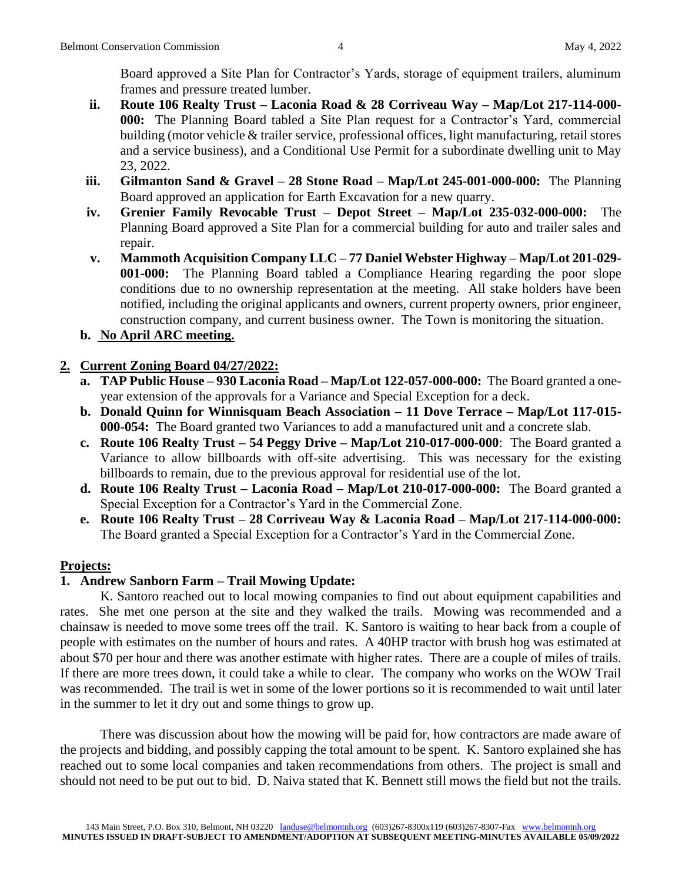Board approved a Site Plan for Contractor's Yards, storage of equipment trailers, aluminum frames and pressure treated lumber.

ii. **Route 106 Realty Trust – Laconia Road & 28 Corriveau Way – Map/Lot 217-114-000-000:** The Planning Board tabled a Site Plan request for a Contractor's Yard, commercial building (motor vehicle & trailer service, professional offices, light manufacturing, retail stores and a service business), and a Conditional Use Permit for a subordinate dwelling unit to May 23, 2022.

iii. **Gilmanton Sand & Gravel – 28 Stone Road – Map/Lot 245-001-000-000:** The Planning Board approved an application for Earth Excavation for a new quarry.

iv. **Grenier Family Revocable Trust – Depot Street – Map/Lot 235-032-000-000:** The Planning Board approved a Site Plan for a commercial building for auto and trailer sales and repair.

v. **Mammoth Acquisition Company LLC – 77 Daniel Webster Highway – Map/Lot 201-029-001-000:** The Planning Board tabled a Compliance Hearing regarding the poor slope conditions due to no ownership representation at the meeting. All stake holders have been notified, including the original applicants and owners, current property owners, prior engineer, construction company, and current business owner. The Town is monitoring the situation.

**b. <u>No April ARC meeting.</u>**

**2. <u>Current Zoning Board 04/27/2022:</u>**

a. **TAP Public House – 930 Laconia Road – Map/Lot 122-057-000-000:** The Board granted a one-year extension of the approvals for a Variance and Special Exception for a deck.

b. **Donald Quinn for Winnisquam Beach Association – 11 Dove Terrace – Map/Lot 117-015-000-054:** The Board granted two Variances to add a manufactured unit and a concrete slab.

c. **Route 106 Realty Trust – 54 Peggy Drive – Map/Lot 210-017-000-000**: The Board granted a Variance to allow billboards with off-site advertising. This was necessary for the existing billboards to remain, due to the previous approval for residential use of the lot.

d. **Route 106 Realty Trust – Laconia Road – Map/Lot 210-017-000-000:** The Board granted a Special Exception for a Contractor's Yard in the Commercial Zone.

e. **Route 106 Realty Trust – 28 Corriveau Way & Laconia Road – Map/Lot 217-114-000-000:** The Board granted a Special Exception for a Contractor's Yard in the Commercial Zone.

**<u>Projects:</u>**

**1. Andrew Sanborn Farm – Trail Mowing Update:**

K. Santoro reached out to local mowing companies to find out about equipment capabilities and rates. She met one person at the site and they walked the trails. Mowing was recommended and a chainsaw is needed to move some trees off the trail. K. Santoro is waiting to hear back from a couple of people with estimates on the number of hours and rates. A 40HP tractor with brush hog was estimated at about $70 per hour and there was another estimate with higher rates. There are a couple of miles of trails. If there are more trees down, it could take a while to clear. The company who works on the WOW Trail was recommended. The trail is wet in some of the lower portions so it is recommended to wait until later in the summer to let it dry out and some things to grow up.

There was discussion about how the mowing will be paid for, how contractors are made aware of the projects and bidding, and possibly capping the total amount to be spent. K. Santoro explained she has reached out to some local companies and taken recommendations from others. The project is small and should not need to be put out to bid. D. Naiva stated that K. Bennett still mows the field but not the trails.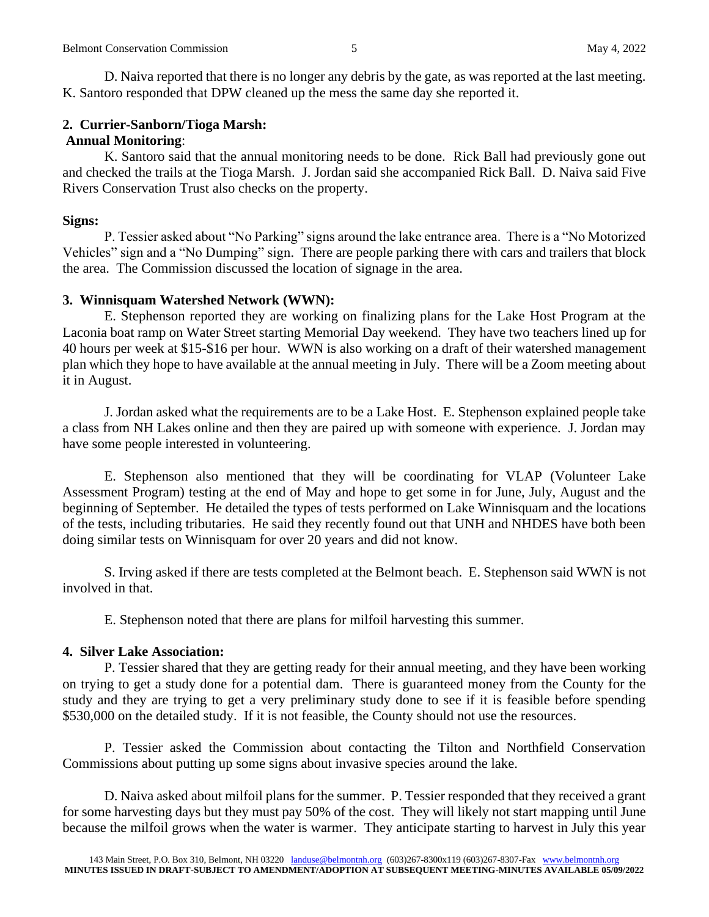D. Naiva reported that there is no longer any debris by the gate, as was reported at the last meeting. K. Santoro responded that DPW cleaned up the mess the same day she reported it.

**2. Currier-Sanborn/Tioga Marsh:**

**Annual Monitoring**:

K. Santoro said that the annual monitoring needs to be done. Rick Ball had previously gone out and checked the trails at the Tioga Marsh. J. Jordan said she accompanied Rick Ball. D. Naiva said Five Rivers Conservation Trust also checks on the property.

**Signs:**

P. Tessier asked about "No Parking" signs around the lake entrance area. There is a "No Motorized Vehicles" sign and a "No Dumping" sign. There are people parking there with cars and trailers that block the area. The Commission discussed the location of signage in the area.

**3. Winnisquam Watershed Network (WWN):**

E. Stephenson reported they are working on finalizing plans for the Lake Host Program at the Laconia boat ramp on Water Street starting Memorial Day weekend. They have two teachers lined up for 40 hours per week at $15-$16 per hour. WWN is also working on a draft of their watershed management plan which they hope to have available at the annual meeting in July. There will be a Zoom meeting about it in August.

J. Jordan asked what the requirements are to be a Lake Host. E. Stephenson explained people take a class from NH Lakes online and then they are paired up with someone with experience. J. Jordan may have some people interested in volunteering.

E. Stephenson also mentioned that they will be coordinating for VLAP (Volunteer Lake Assessment Program) testing at the end of May and hope to get some in for June, July, August and the beginning of September. He detailed the types of tests performed on Lake Winnisquam and the locations of the tests, including tributaries. He said they recently found out that UNH and NHDES have both been doing similar tests on Winnisquam for over 20 years and did not know.

S. Irving asked if there are tests completed at the Belmont beach. E. Stephenson said WWN is not involved in that.

E. Stephenson noted that there are plans for milfoil harvesting this summer.

**4. Silver Lake Association:**

P. Tessier shared that they are getting ready for their annual meeting, and they have been working on trying to get a study done for a potential dam. There is guaranteed money from the County for the study and they are trying to get a very preliminary study done to see if it is feasible before spending $530,000 on the detailed study. If it is not feasible, the County should not use the resources.

P. Tessier asked the Commission about contacting the Tilton and Northfield Conservation Commissions about putting up some signs about invasive species around the lake.

D. Naiva asked about milfoil plans for the summer. P. Tessier responded that they received a grant for some harvesting days but they must pay 50% of the cost. They will likely not start mapping until June because the milfoil grows when the water is warmer. They anticipate starting to harvest in July this year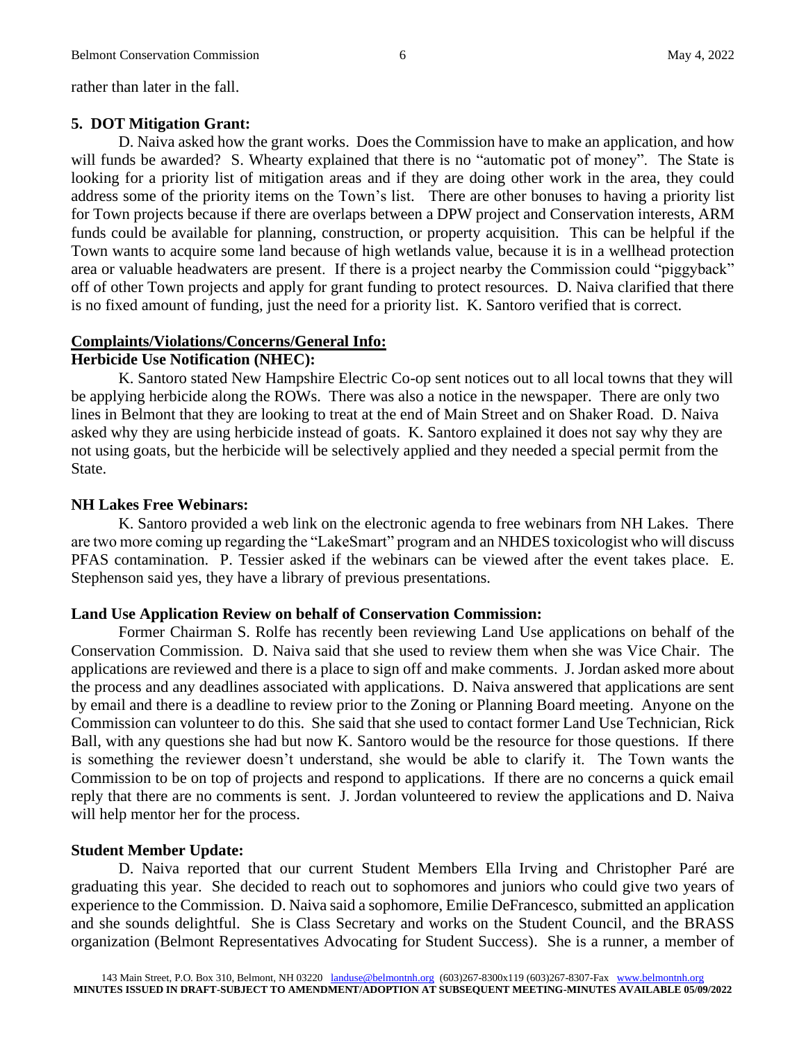rather than later in the fall.

**5. DOT Mitigation Grant:**

D. Naiva asked how the grant works. Does the Commission have to make an application, and how will funds be awarded? S. Whearty explained that there is no "automatic pot of money". The State is looking for a priority list of mitigation areas and if they are doing other work in the area, they could address some of the priority items on the Town's list. There are other bonuses to having a priority list for Town projects because if there are overlaps between a DPW project and Conservation interests, ARM funds could be available for planning, construction, or property acquisition. This can be helpful if the Town wants to acquire some land because of high wetlands value, because it is in a wellhead protection area or valuable headwaters are present. If there is a project nearby the Commission could "piggyback" off of other Town projects and apply for grant funding to protect resources. D. Naiva clarified that there is no fixed amount of funding, just the need for a priority list. K. Santoro verified that is correct.

**Complaints/Violations/Concerns/General Info:**

**Herbicide Use Notification (NHEC):**

K. Santoro stated New Hampshire Electric Co-op sent notices out to all local towns that they will be applying herbicide along the ROWs. There was also a notice in the newspaper. There are only two lines in Belmont that they are looking to treat at the end of Main Street and on Shaker Road. D. Naiva asked why they are using herbicide instead of goats. K. Santoro explained it does not say why they are not using goats, but the herbicide will be selectively applied and they needed a special permit from the State.

**NH Lakes Free Webinars:**

K. Santoro provided a web link on the electronic agenda to free webinars from NH Lakes. There are two more coming up regarding the "LakeSmart" program and an NHDES toxicologist who will discuss PFAS contamination. P. Tessier asked if the webinars can be viewed after the event takes place. E. Stephenson said yes, they have a library of previous presentations.

**Land Use Application Review on behalf of Conservation Commission:**

Former Chairman S. Rolfe has recently been reviewing Land Use applications on behalf of the Conservation Commission. D. Naiva said that she used to review them when she was Vice Chair. The applications are reviewed and there is a place to sign off and make comments. J. Jordan asked more about the process and any deadlines associated with applications. D. Naiva answered that applications are sent by email and there is a deadline to review prior to the Zoning or Planning Board meeting. Anyone on the Commission can volunteer to do this. She said that she used to contact former Land Use Technician, Rick Ball, with any questions she had but now K. Santoro would be the resource for those questions. If there is something the reviewer doesn't understand, she would be able to clarify it. The Town wants the Commission to be on top of projects and respond to applications. If there are no concerns a quick email reply that there are no comments is sent. J. Jordan volunteered to review the applications and D. Naiva will help mentor her for the process.

**Student Member Update:**

D. Naiva reported that our current Student Members Ella Irving and Christopher Paré are graduating this year. She decided to reach out to sophomores and juniors who could give two years of experience to the Commission. D. Naiva said a sophomore, Emilie DeFrancesco, submitted an application and she sounds delightful. She is Class Secretary and works on the Student Council, and the BRASS organization (Belmont Representatives Advocating for Student Success). She is a runner, a member of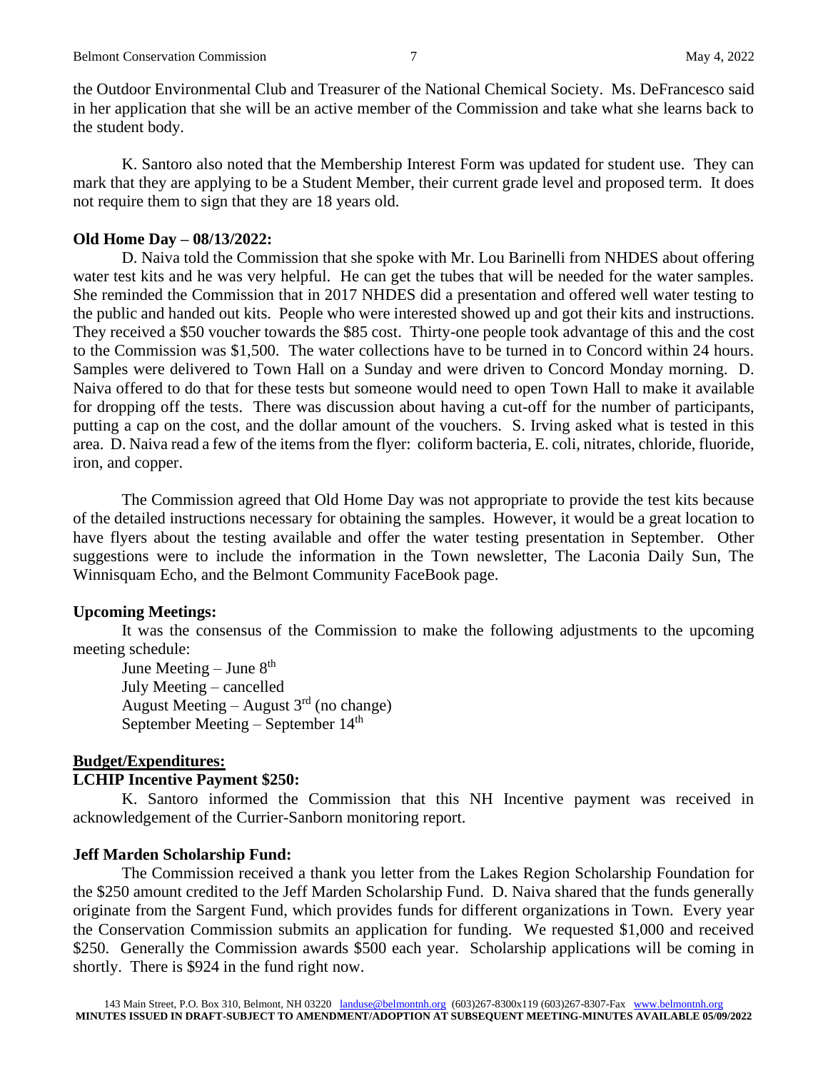the Outdoor Environmental Club and Treasurer of the National Chemical Society. Ms. DeFrancesco said in her application that she will be an active member of the Commission and take what she learns back to the student body.

K. Santoro also noted that the Membership Interest Form was updated for student use. They can mark that they are applying to be a Student Member, their current grade level and proposed term. It does not require them to sign that they are 18 years old.

**Old Home Day – 08/13/2022:**

D. Naiva told the Commission that she spoke with Mr. Lou Barinelli from NHDES about offering water test kits and he was very helpful. He can get the tubes that will be needed for the water samples. She reminded the Commission that in 2017 NHDES did a presentation and offered well water testing to the public and handed out kits. People who were interested showed up and got their kits and instructions. They received a $50 voucher towards the $85 cost. Thirty-one people took advantage of this and the cost to the Commission was $1,500. The water collections have to be turned in to Concord within 24 hours. Samples were delivered to Town Hall on a Sunday and were driven to Concord Monday morning. D. Naiva offered to do that for these tests but someone would need to open Town Hall to make it available for dropping off the tests. There was discussion about having a cut-off for the number of participants, putting a cap on the cost, and the dollar amount of the vouchers. S. Irving asked what is tested in this area. D. Naiva read a few of the items from the flyer: coliform bacteria, E. coli, nitrates, chloride, fluoride, iron, and copper.

The Commission agreed that Old Home Day was not appropriate to provide the test kits because of the detailed instructions necessary for obtaining the samples. However, it would be a great location to have flyers about the testing available and offer the water testing presentation in September. Other suggestions were to include the information in the Town newsletter, The Laconia Daily Sun, The Winnisquam Echo, and the Belmont Community FaceBook page.

**Upcoming Meetings:**

It was the consensus of the Commission to make the following adjustments to the upcoming meeting schedule:

June Meeting – June 8th
July Meeting – cancelled
August Meeting – August 3rd (no change)
September Meeting – September 14th

**Budget/Expenditures:**

**LCHIP Incentive Payment $250:**

K. Santoro informed the Commission that this NH Incentive payment was received in acknowledgement of the Currier-Sanborn monitoring report.

**Jeff Marden Scholarship Fund:**

The Commission received a thank you letter from the Lakes Region Scholarship Foundation for the $250 amount credited to the Jeff Marden Scholarship Fund. D. Naiva shared that the funds generally originate from the Sargent Fund, which provides funds for different organizations in Town. Every year the Conservation Commission submits an application for funding. We requested $1,000 and received $250. Generally the Commission awards $500 each year. Scholarship applications will be coming in shortly. There is $924 in the fund right now.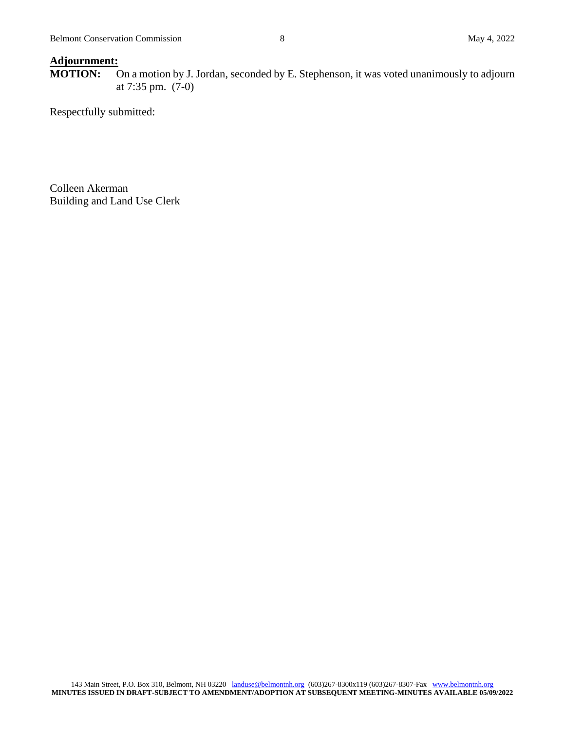**Adjournment:**

**MOTION:** On a motion by J. Jordan, seconded by E. Stephenson, it was voted unanimously to adjourn at 7:35 pm. (7-0)

Respectfully submitted:

Colleen Akerman
Building and Land Use Clerk

143 Main Street, P.O. Box 310, Belmont, NH 03220 landuse@belmontnh.org (603)267-8300x119 (603)267-8307-Fax www.belmontnh.org
**MINUTES ISSUED IN DRAFT-SUBJECT TO AMENDMENT/ADOPTION AT SUBSEQUENT MEETING-MINUTES AVAILABLE 05/09/2022**